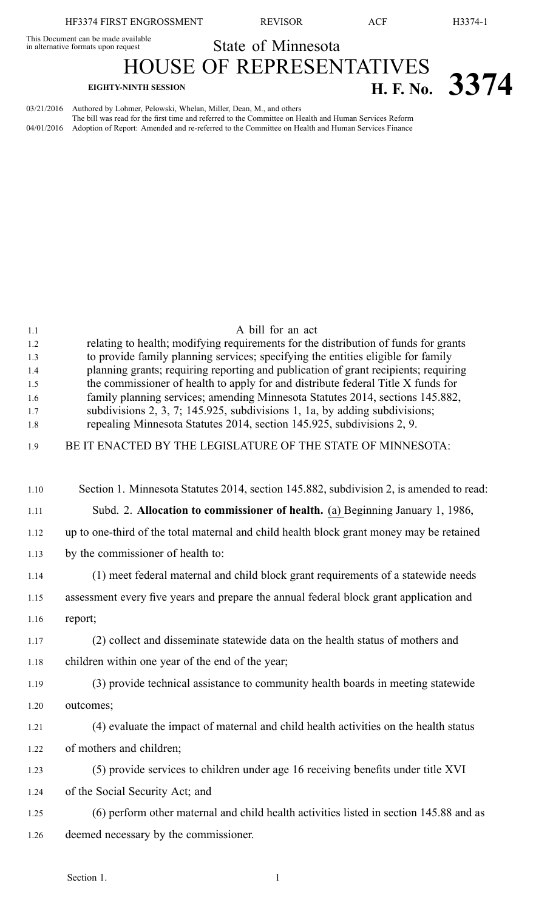This Document can be made available in alternative formats upon request

# State of Minnesota

# HOUSE OF REPRESENTATIVES

**EIGHTY-NINTH SESSION** **H. F. No. 3374**

03/21/2016 Authored by Lohmer, Pelowski, Whelan, Miller, Dean, M., and others
The bill was read for the first time and referred to the Committee on Health and Human Services Reform
04/01/2016 Adoption of Report: Amended and re-referred to the Committee on Health and Human Services Finance

A bill for an act
relating to health; modifying requirements for the distribution of funds for grants to provide family planning services; specifying the entities eligible for family planning grants; requiring reporting and publication of grant recipients; requiring the commissioner of health to apply for and distribute federal Title X funds for family planning services; amending Minnesota Statutes 2014, sections 145.882, subdivisions 2, 3, 7; 145.925, subdivisions 1, 1a, by adding subdivisions; repealing Minnesota Statutes 2014, section 145.925, subdivisions 2, 9.

BE IT ENACTED BY THE LEGISLATURE OF THE STATE OF MINNESOTA:

Section 1. Minnesota Statutes 2014, section 145.882, subdivision 2, is amended to read:

Subd. 2. **Allocation to commissioner of health.** (a) Beginning January 1, 1986, up to one-third of the total maternal and child health block grant money may be retained by the commissioner of health to:

(1) meet federal maternal and child block grant requirements of a statewide needs assessment every five years and prepare the annual federal block grant application and report;

(2) collect and disseminate statewide data on the health status of mothers and children within one year of the end of the year;

(3) provide technical assistance to community health boards in meeting statewide outcomes;

(4) evaluate the impact of maternal and child health activities on the health status of mothers and children;

(5) provide services to children under age 16 receiving benefits under title XVI of the Social Security Act; and

(6) perform other maternal and child health activities listed in section 145.88 and as deemed necessary by the commissioner.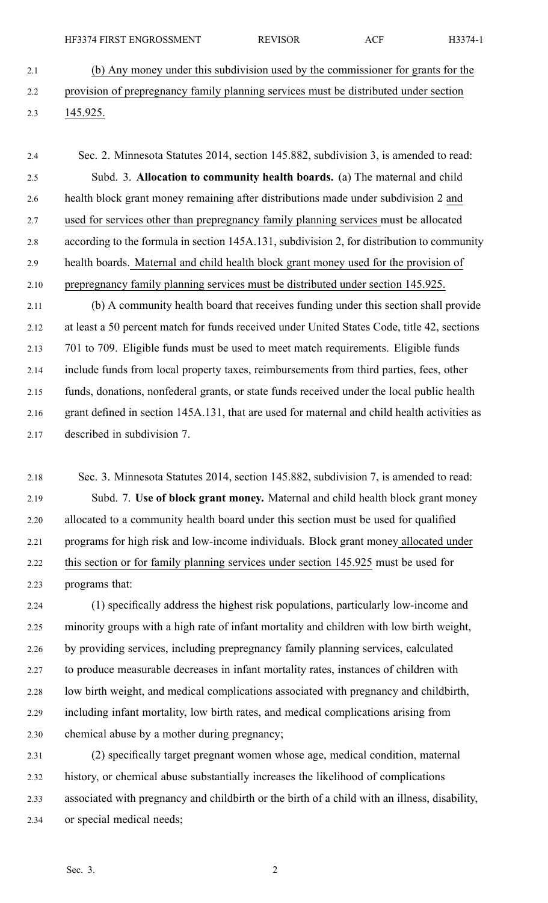(b) Any money under this subdivision used by the commissioner for grants for the provision of prepregnancy family planning services must be distributed under section 145.925.

Sec. 2. Minnesota Statutes 2014, section 145.882, subdivision 3, is amended to read:

Subd. 3. **Allocation to community health boards.** (a) The maternal and child health block grant money remaining after distributions made under subdivision 2 and used for services other than prepregnancy family planning services must be allocated according to the formula in section 145A.131, subdivision 2, for distribution to community health boards. Maternal and child health block grant money used for the provision of prepregnancy family planning services must be distributed under section 145.925.

(b) A community health board that receives funding under this section shall provide at least a 50 percent match for funds received under United States Code, title 42, sections 701 to 709. Eligible funds must be used to meet match requirements. Eligible funds include funds from local property taxes, reimbursements from third parties, fees, other funds, donations, nonfederal grants, or state funds received under the local public health grant defined in section 145A.131, that are used for maternal and child health activities as described in subdivision 7.

Sec. 3. Minnesota Statutes 2014, section 145.882, subdivision 7, is amended to read:

Subd. 7. **Use of block grant money.** Maternal and child health block grant money allocated to a community health board under this section must be used for qualified programs for high risk and low-income individuals. Block grant money allocated under this section or for family planning services under section 145.925 must be used for programs that:

(1) specifically address the highest risk populations, particularly low-income and minority groups with a high rate of infant mortality and children with low birth weight, by providing services, including prepregnancy family planning services, calculated to produce measurable decreases in infant mortality rates, instances of children with low birth weight, and medical complications associated with pregnancy and childbirth, including infant mortality, low birth rates, and medical complications arising from chemical abuse by a mother during pregnancy;

(2) specifically target pregnant women whose age, medical condition, maternal history, or chemical abuse substantially increases the likelihood of complications associated with pregnancy and childbirth or the birth of a child with an illness, disability, or special medical needs;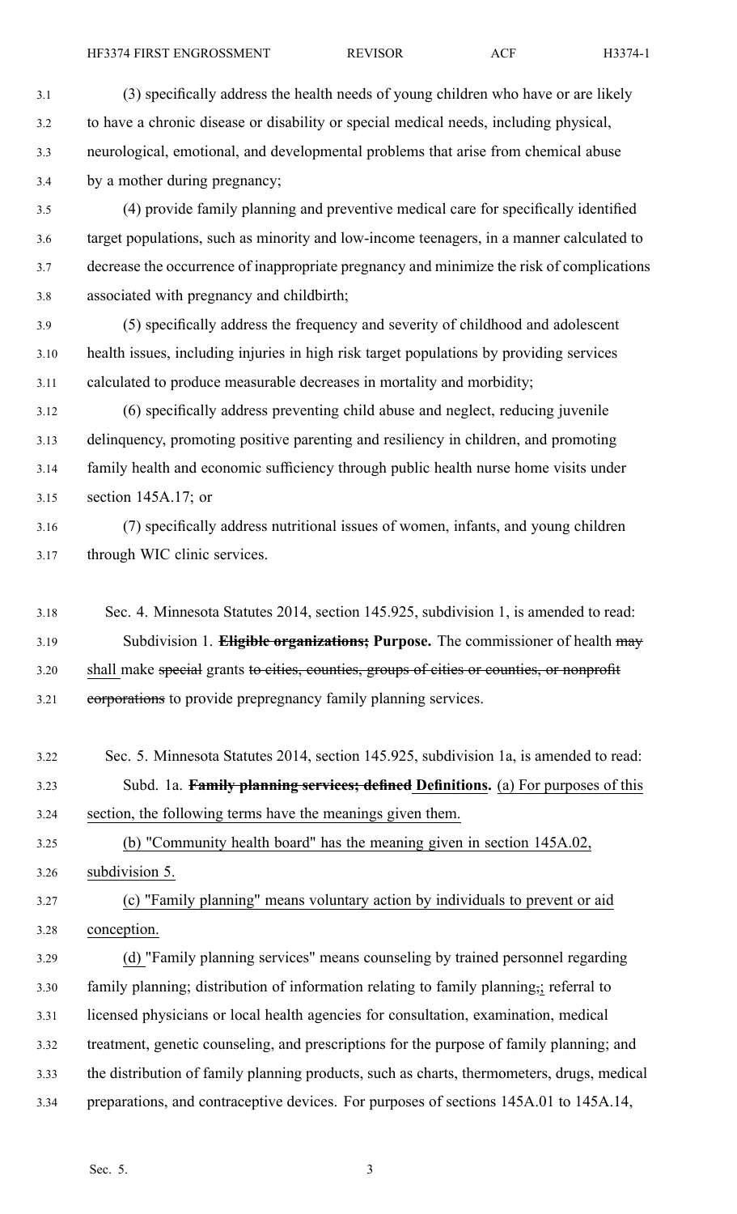(3) specifically address the health needs of young children who have or are likely to have a chronic disease or disability or special medical needs, including physical, neurological, emotional, and developmental problems that arise from chemical abuse by a mother during pregnancy;

(4) provide family planning and preventive medical care for specifically identified target populations, such as minority and low-income teenagers, in a manner calculated to decrease the occurrence of inappropriate pregnancy and minimize the risk of complications associated with pregnancy and childbirth;

(5) specifically address the frequency and severity of childhood and adolescent health issues, including injuries in high risk target populations by providing services calculated to produce measurable decreases in mortality and morbidity;

(6) specifically address preventing child abuse and neglect, reducing juvenile delinquency, promoting positive parenting and resiliency in children, and promoting family health and economic sufficiency through public health nurse home visits under section 145A.17; or

(7) specifically address nutritional issues of women, infants, and young children through WIC clinic services.

Sec. 4. Minnesota Statutes 2014, section 145.925, subdivision 1, is amended to read:

Subdivision 1. ~~**Eligible organizations;**~~ **Purpose.** The commissioner of health ~~may~~ shall make ~~special~~ grants ~~to cities, counties, groups of cities or counties, or nonprofit corporations~~ to provide prepregnancy family planning services.

Sec. 5. Minnesota Statutes 2014, section 145.925, subdivision 1a, is amended to read:

Subd. 1a. ~~**Family planning services; defined**~~ **Definitions.** (a) For purposes of this section, the following terms have the meanings given them.

(b) "Community health board" has the meaning given in section 145A.02, subdivision 5.

(c) "Family planning" means voluntary action by individuals to prevent or aid conception.

(d) "Family planning services" means counseling by trained personnel regarding family planning; distribution of information relating to family planning~~,~~; referral to licensed physicians or local health agencies for consultation, examination, medical treatment, genetic counseling, and prescriptions for the purpose of family planning; and the distribution of family planning products, such as charts, thermometers, drugs, medical preparations, and contraceptive devices. For purposes of sections 145A.01 to 145A.14,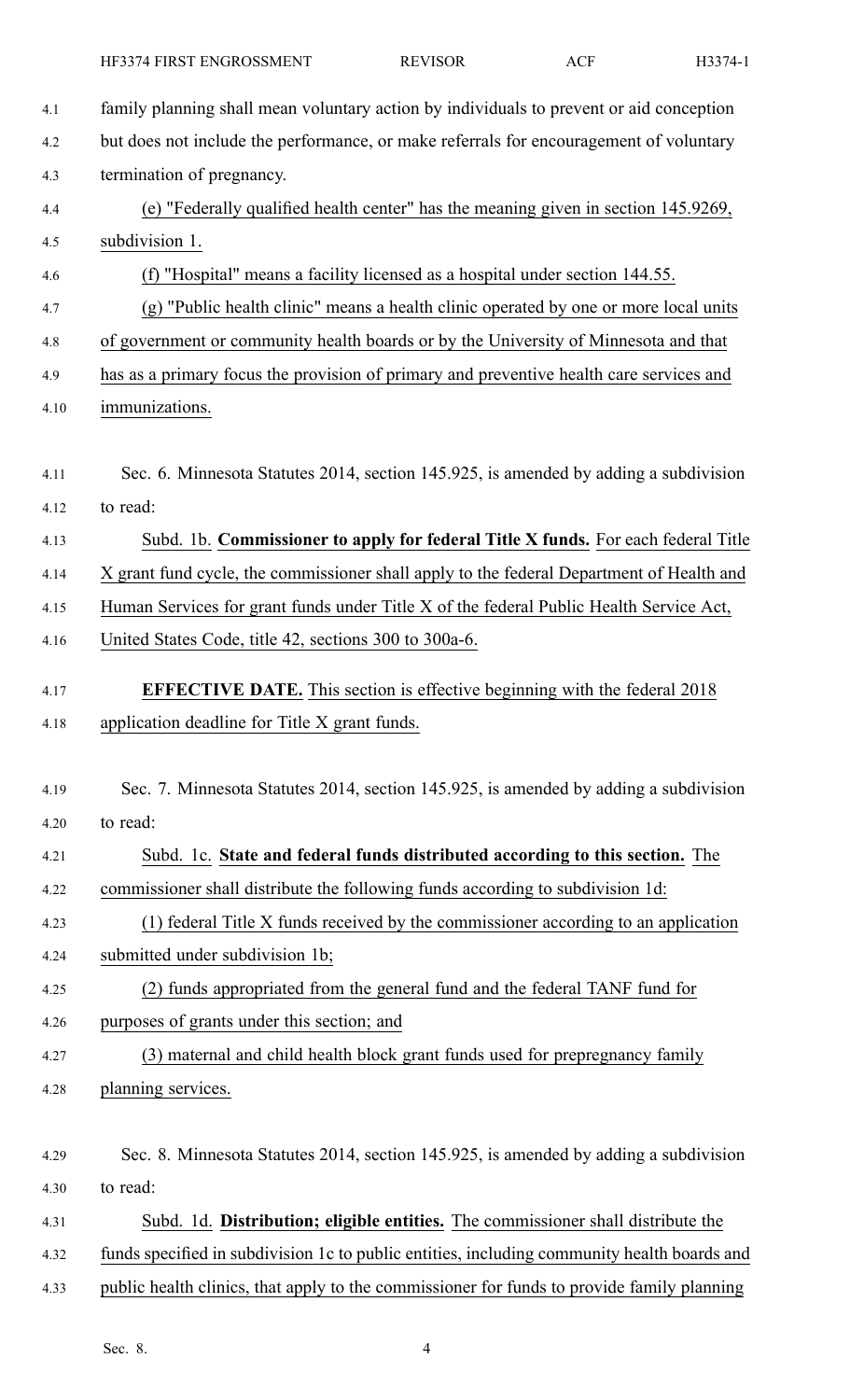family planning shall mean voluntary action by individuals to prevent or aid conception but does not include the performance, or make referrals for encouragement of voluntary termination of pregnancy.

(e) "Federally qualified health center" has the meaning given in section 145.9269, subdivision 1.

(f) "Hospital" means a facility licensed as a hospital under section 144.55.

(g) "Public health clinic" means a health clinic operated by one or more local units of government or community health boards or by the University of Minnesota and that has as a primary focus the provision of primary and preventive health care services and immunizations.

Sec. 6. Minnesota Statutes 2014, section 145.925, is amended by adding a subdivision to read:

Subd. 1b. **Commissioner to apply for federal Title X funds.** For each federal Title X grant fund cycle, the commissioner shall apply to the federal Department of Health and Human Services for grant funds under Title X of the federal Public Health Service Act, United States Code, title 42, sections 300 to 300a-6.

**EFFECTIVE DATE.** This section is effective beginning with the federal 2018 application deadline for Title X grant funds.

Sec. 7. Minnesota Statutes 2014, section 145.925, is amended by adding a subdivision to read:

Subd. 1c. **State and federal funds distributed according to this section.** The commissioner shall distribute the following funds according to subdivision 1d:

(1) federal Title X funds received by the commissioner according to an application submitted under subdivision 1b;

(2) funds appropriated from the general fund and the federal TANF fund for purposes of grants under this section; and

(3) maternal and child health block grant funds used for prepregnancy family planning services.

Sec. 8. Minnesota Statutes 2014, section 145.925, is amended by adding a subdivision to read:

Subd. 1d. **Distribution; eligible entities.** The commissioner shall distribute the funds specified in subdivision 1c to public entities, including community health boards and public health clinics, that apply to the commissioner for funds to provide family planning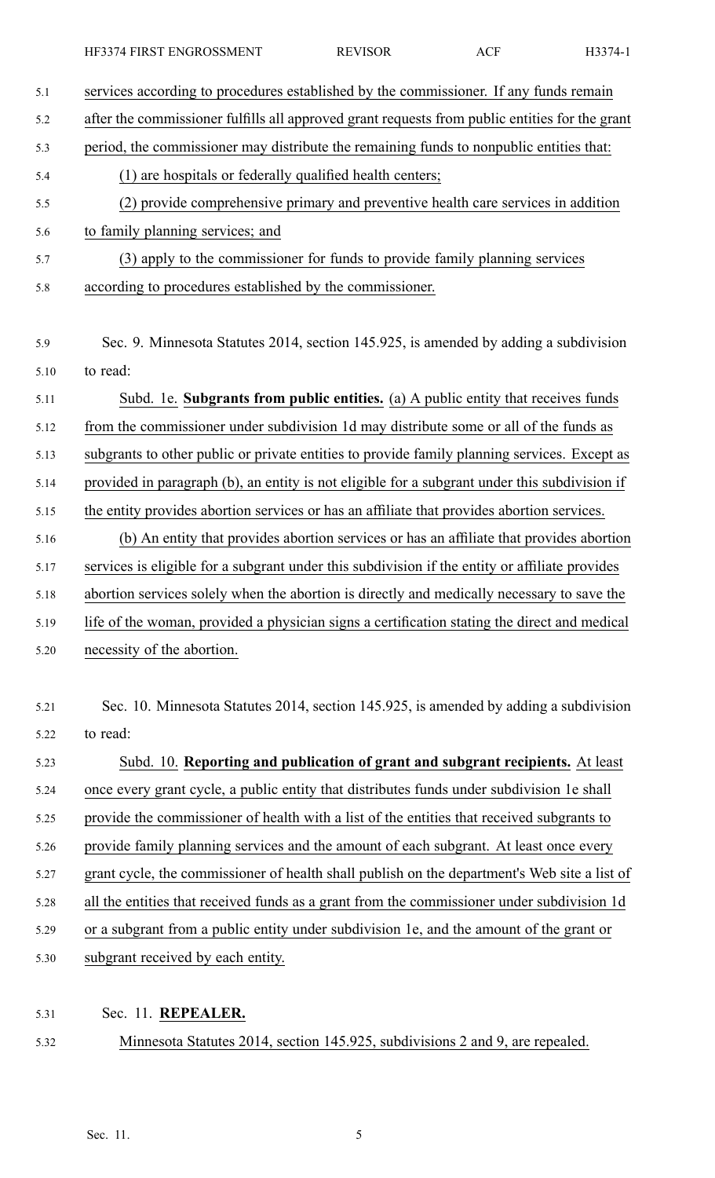services according to procedures established by the commissioner. If any funds remain after the commissioner fulfills all approved grant requests from public entities for the grant period, the commissioner may distribute the remaining funds to nonpublic entities that:

(1) are hospitals or federally qualified health centers;

(2) provide comprehensive primary and preventive health care services in addition to family planning services; and

(3) apply to the commissioner for funds to provide family planning services according to procedures established by the commissioner.

Sec. 9. Minnesota Statutes 2014, section 145.925, is amended by adding a subdivision to read:

Subd. 1e. **Subgrants from public entities.** (a) A public entity that receives funds from the commissioner under subdivision 1d may distribute some or all of the funds as subgrants to other public or private entities to provide family planning services. Except as provided in paragraph (b), an entity is not eligible for a subgrant under this subdivision if the entity provides abortion services or has an affiliate that provides abortion services.

(b) An entity that provides abortion services or has an affiliate that provides abortion services is eligible for a subgrant under this subdivision if the entity or affiliate provides abortion services solely when the abortion is directly and medically necessary to save the life of the woman, provided a physician signs a certification stating the direct and medical necessity of the abortion.

Sec. 10. Minnesota Statutes 2014, section 145.925, is amended by adding a subdivision to read:

Subd. 10. **Reporting and publication of grant and subgrant recipients.** At least once every grant cycle, a public entity that distributes funds under subdivision 1e shall provide the commissioner of health with a list of the entities that received subgrants to provide family planning services and the amount of each subgrant. At least once every grant cycle, the commissioner of health shall publish on the department's Web site a list of all the entities that received funds as a grant from the commissioner under subdivision 1d or a subgrant from a public entity under subdivision 1e, and the amount of the grant or subgrant received by each entity.

Sec. 11. **REPEALER.**

Minnesota Statutes 2014, section 145.925, subdivisions 2 and 9, are repealed.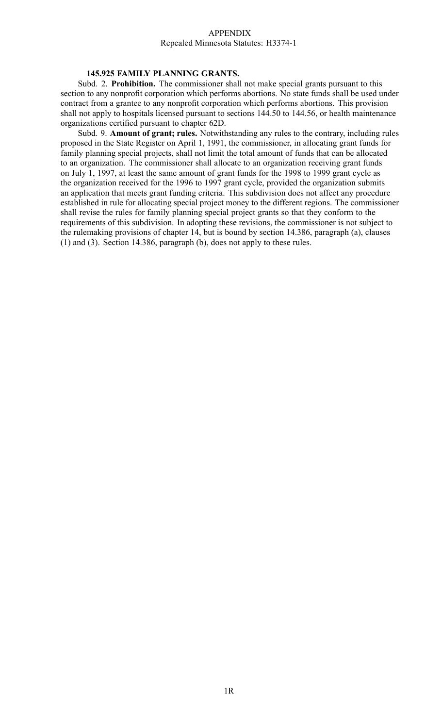APPENDIX
Repealed Minnesota Statutes: H3374-1

**145.925 FAMILY PLANNING GRANTS.**

Subd. 2. **Prohibition.** The commissioner shall not make special grants pursuant to this section to any nonprofit corporation which performs abortions. No state funds shall be used under contract from a grantee to any nonprofit corporation which performs abortions. This provision shall not apply to hospitals licensed pursuant to sections 144.50 to 144.56, or health maintenance organizations certified pursuant to chapter 62D.

Subd. 9. **Amount of grant; rules.** Notwithstanding any rules to the contrary, including rules proposed in the State Register on April 1, 1991, the commissioner, in allocating grant funds for family planning special projects, shall not limit the total amount of funds that can be allocated to an organization. The commissioner shall allocate to an organization receiving grant funds on July 1, 1997, at least the same amount of grant funds for the 1998 to 1999 grant cycle as the organization received for the 1996 to 1997 grant cycle, provided the organization submits an application that meets grant funding criteria. This subdivision does not affect any procedure established in rule for allocating special project money to the different regions. The commissioner shall revise the rules for family planning special project grants so that they conform to the requirements of this subdivision. In adopting these revisions, the commissioner is not subject to the rulemaking provisions of chapter 14, but is bound by section 14.386, paragraph (a), clauses (1) and (3). Section 14.386, paragraph (b), does not apply to these rules.